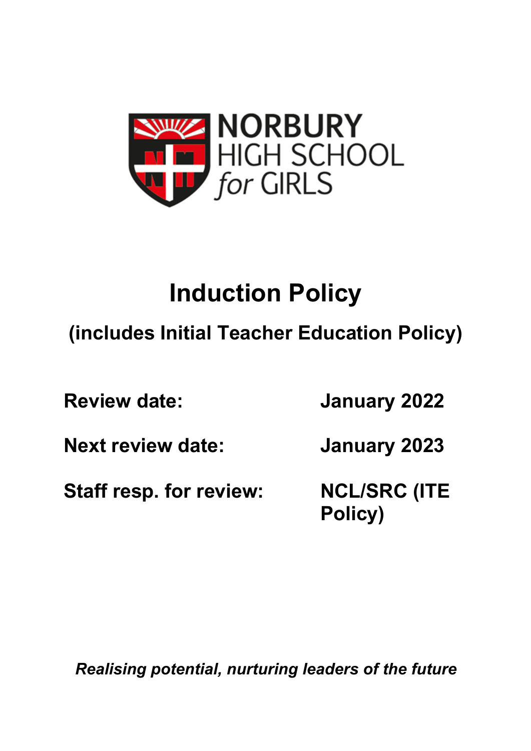NORBURY HIGH SCHOOL *for* GIRLS

# Induction Policy

## (includes Initial Teacher Education Policy)

| | |
|---|---|
| **Review date:** | **January 2022** |
| **Next review date:** | **January 2023** |
| **Staff resp. for review:** | **NCL/SRC (ITE Policy)** |

***Realising potential, nurturing leaders of the future***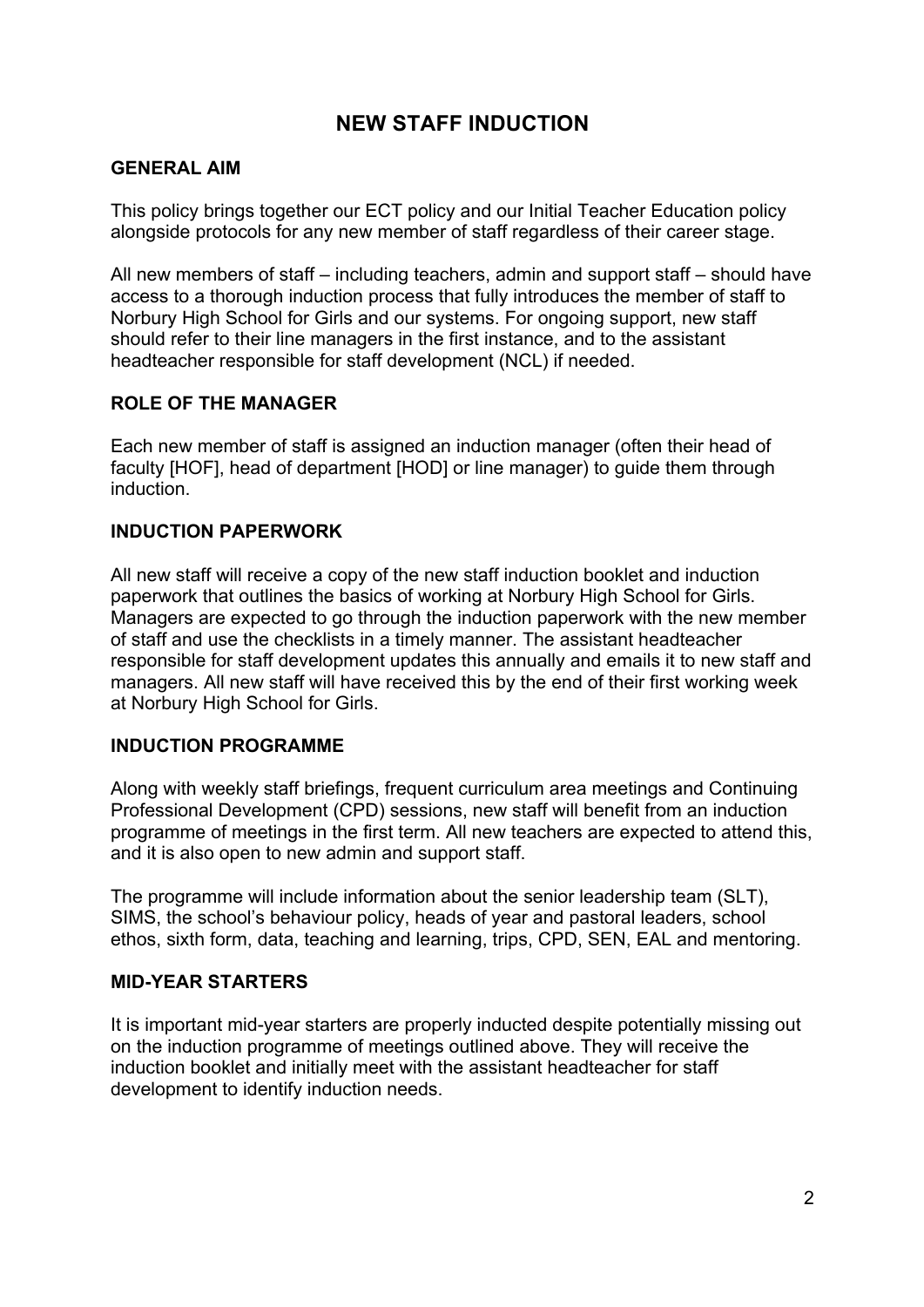# NEW STAFF INDUCTION

## GENERAL AIM

This policy brings together our ECT policy and our Initial Teacher Education policy alongside protocols for any new member of staff regardless of their career stage.

All new members of staff – including teachers, admin and support staff – should have access to a thorough induction process that fully introduces the member of staff to Norbury High School for Girls and our systems. For ongoing support, new staff should refer to their line managers in the first instance, and to the assistant headteacher responsible for staff development (NCL) if needed.

## ROLE OF THE MANAGER

Each new member of staff is assigned an induction manager (often their head of faculty [HOF], head of department [HOD] or line manager) to guide them through induction.

## INDUCTION PAPERWORK

All new staff will receive a copy of the new staff induction booklet and induction paperwork that outlines the basics of working at Norbury High School for Girls. Managers are expected to go through the induction paperwork with the new member of staff and use the checklists in a timely manner. The assistant headteacher responsible for staff development updates this annually and emails it to new staff and managers. All new staff will have received this by the end of their first working week at Norbury High School for Girls.

## INDUCTION PROGRAMME

Along with weekly staff briefings, frequent curriculum area meetings and Continuing Professional Development (CPD) sessions, new staff will benefit from an induction programme of meetings in the first term. All new teachers are expected to attend this, and it is also open to new admin and support staff.

The programme will include information about the senior leadership team (SLT), SIMS, the school's behaviour policy, heads of year and pastoral leaders, school ethos, sixth form, data, teaching and learning, trips, CPD, SEN, EAL and mentoring.

## MID-YEAR STARTERS

It is important mid-year starters are properly inducted despite potentially missing out on the induction programme of meetings outlined above. They will receive the induction booklet and initially meet with the assistant headteacher for staff development to identify induction needs.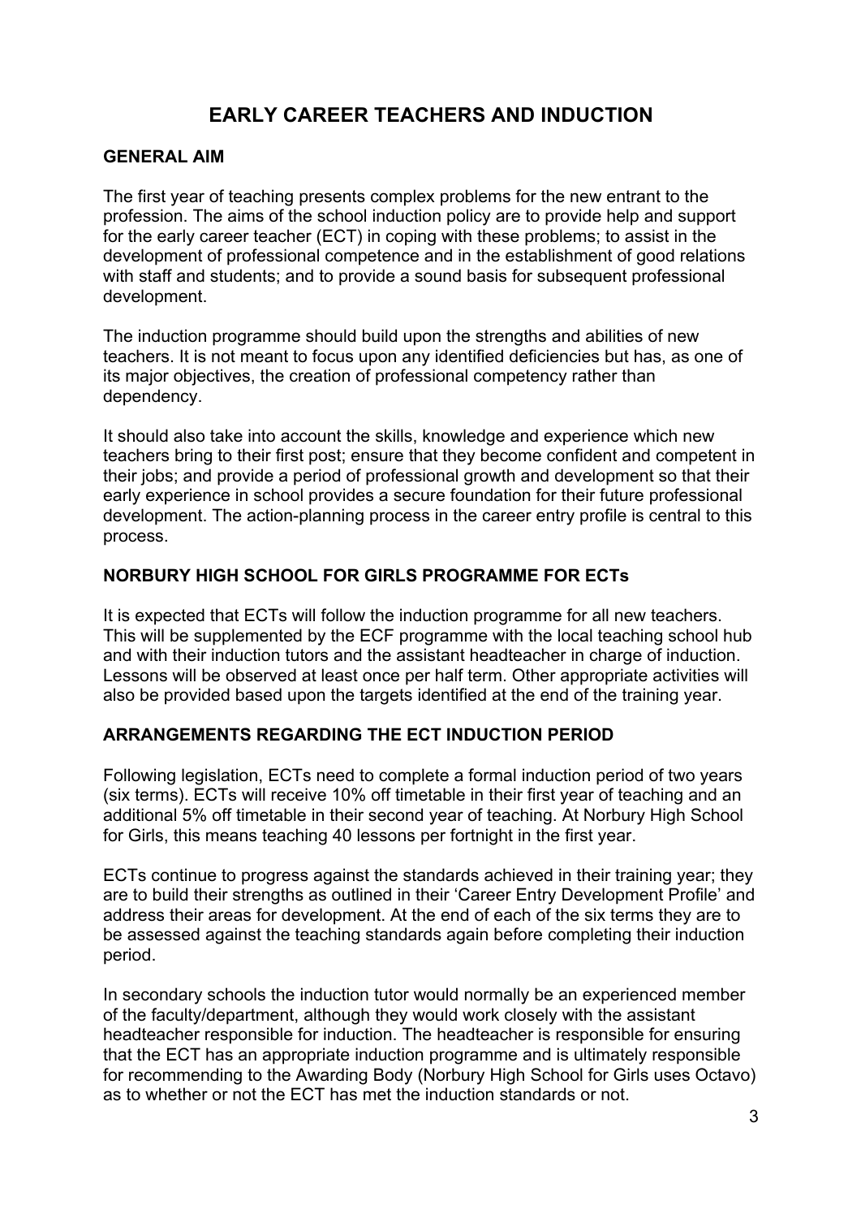# EARLY CAREER TEACHERS AND INDUCTION

## GENERAL AIM

The first year of teaching presents complex problems for the new entrant to the profession. The aims of the school induction policy are to provide help and support for the early career teacher (ECT) in coping with these problems; to assist in the development of professional competence and in the establishment of good relations with staff and students; and to provide a sound basis for subsequent professional development.

The induction programme should build upon the strengths and abilities of new teachers. It is not meant to focus upon any identified deficiencies but has, as one of its major objectives, the creation of professional competency rather than dependency.

It should also take into account the skills, knowledge and experience which new teachers bring to their first post; ensure that they become confident and competent in their jobs; and provide a period of professional growth and development so that their early experience in school provides a secure foundation for their future professional development. The action-planning process in the career entry profile is central to this process.

## NORBURY HIGH SCHOOL FOR GIRLS PROGRAMME FOR ECTs

It is expected that ECTs will follow the induction programme for all new teachers. This will be supplemented by the ECF programme with the local teaching school hub and with their induction tutors and the assistant headteacher in charge of induction. Lessons will be observed at least once per half term. Other appropriate activities will also be provided based upon the targets identified at the end of the training year.

## ARRANGEMENTS REGARDING THE ECT INDUCTION PERIOD

Following legislation, ECTs need to complete a formal induction period of two years (six terms). ECTs will receive 10% off timetable in their first year of teaching and an additional 5% off timetable in their second year of teaching. At Norbury High School for Girls, this means teaching 40 lessons per fortnight in the first year.

ECTs continue to progress against the standards achieved in their training year; they are to build their strengths as outlined in their 'Career Entry Development Profile' and address their areas for development. At the end of each of the six terms they are to be assessed against the teaching standards again before completing their induction period.

In secondary schools the induction tutor would normally be an experienced member of the faculty/department, although they would work closely with the assistant headteacher responsible for induction. The headteacher is responsible for ensuring that the ECT has an appropriate induction programme and is ultimately responsible for recommending to the Awarding Body (Norbury High School for Girls uses Octavo) as to whether or not the ECT has met the induction standards or not.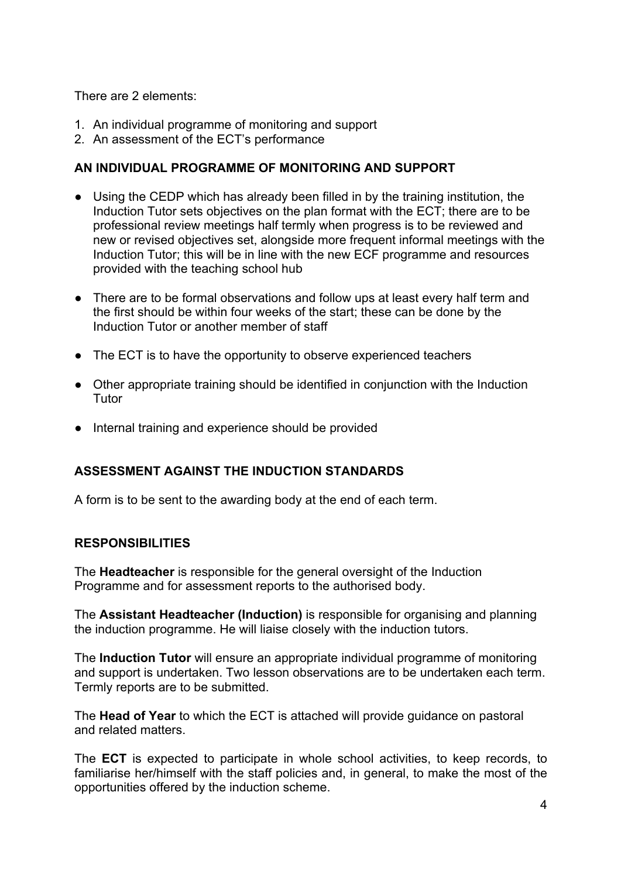There are 2 elements:

1. An individual programme of monitoring and support
2. An assessment of the ECT's performance

**AN INDIVIDUAL PROGRAMME OF MONITORING AND SUPPORT**

- Using the CEDP which has already been filled in by the training institution, the Induction Tutor sets objectives on the plan format with the ECT; there are to be professional review meetings half termly when progress is to be reviewed and new or revised objectives set, alongside more frequent informal meetings with the Induction Tutor; this will be in line with the new ECF programme and resources provided with the teaching school hub
- There are to be formal observations and follow ups at least every half term and the first should be within four weeks of the start; these can be done by the Induction Tutor or another member of staff
- The ECT is to have the opportunity to observe experienced teachers
- Other appropriate training should be identified in conjunction with the Induction Tutor
- Internal training and experience should be provided

**ASSESSMENT AGAINST THE INDUCTION STANDARDS**

A form is to be sent to the awarding body at the end of each term.

**RESPONSIBILITIES**

The **Headteacher** is responsible for the general oversight of the Induction Programme and for assessment reports to the authorised body.

The **Assistant Headteacher (Induction)** is responsible for organising and planning the induction programme. He will liaise closely with the induction tutors.

The **Induction Tutor** will ensure an appropriate individual programme of monitoring and support is undertaken. Two lesson observations are to be undertaken each term. Termly reports are to be submitted.

The **Head of Year** to which the ECT is attached will provide guidance on pastoral and related matters.

The **ECT** is expected to participate in whole school activities, to keep records, to familiarise her/himself with the staff policies and, in general, to make the most of the opportunities offered by the induction scheme.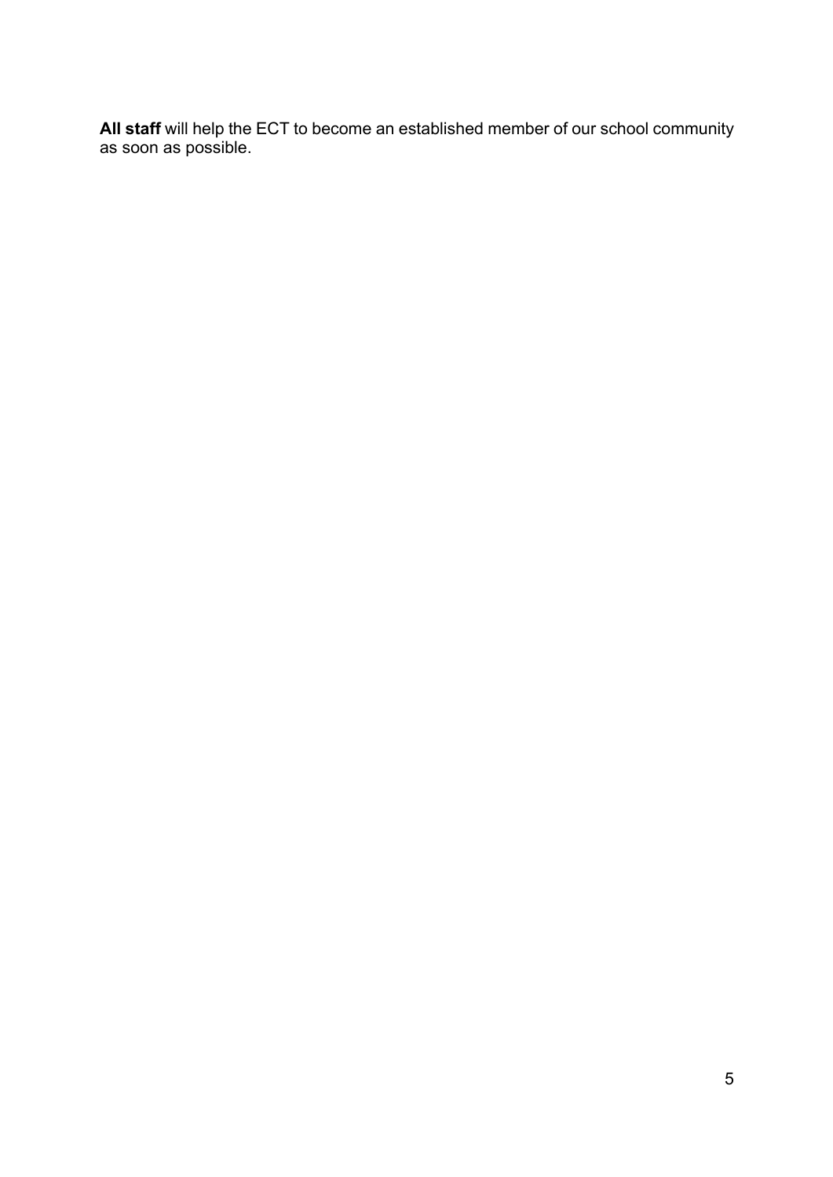**All staff** will help the ECT to become an established member of our school community as soon as possible.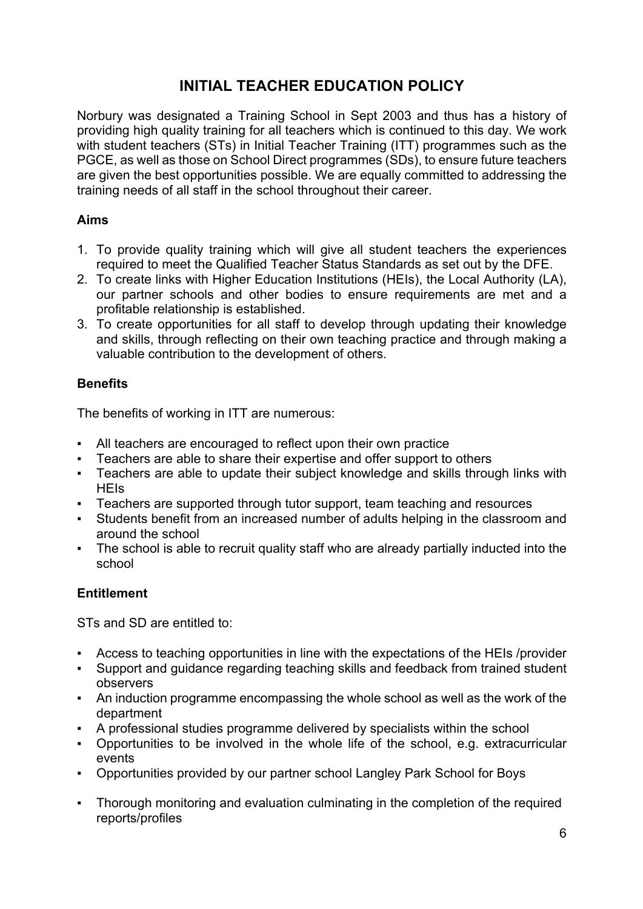# INITIAL TEACHER EDUCATION POLICY

Norbury was designated a Training School in Sept 2003 and thus has a history of providing high quality training for all teachers which is continued to this day. We work with student teachers (STs) in Initial Teacher Training (ITT) programmes such as the PGCE, as well as those on School Direct programmes (SDs), to ensure future teachers are given the best opportunities possible. We are equally committed to addressing the training needs of all staff in the school throughout their career.

**Aims**

1. To provide quality training which will give all student teachers the experiences required to meet the Qualified Teacher Status Standards as set out by the DFE.
2. To create links with Higher Education Institutions (HEIs), the Local Authority (LA), our partner schools and other bodies to ensure requirements are met and a profitable relationship is established.
3. To create opportunities for all staff to develop through updating their knowledge and skills, through reflecting on their own teaching practice and through making a valuable contribution to the development of others.

**Benefits**

The benefits of working in ITT are numerous:

- All teachers are encouraged to reflect upon their own practice
- Teachers are able to share their expertise and offer support to others
- Teachers are able to update their subject knowledge and skills through links with HEIs
- Teachers are supported through tutor support, team teaching and resources
- Students benefit from an increased number of adults helping in the classroom and around the school
- The school is able to recruit quality staff who are already partially inducted into the school

**Entitlement**

STs and SD are entitled to:

- Access to teaching opportunities in line with the expectations of the HEIs /provider
- Support and guidance regarding teaching skills and feedback from trained student observers
- An induction programme encompassing the whole school as well as the work of the department
- A professional studies programme delivered by specialists within the school
- Opportunities to be involved in the whole life of the school, e.g. extracurricular events
- Opportunities provided by our partner school Langley Park School for Boys
- Thorough monitoring and evaluation culminating in the completion of the required reports/profiles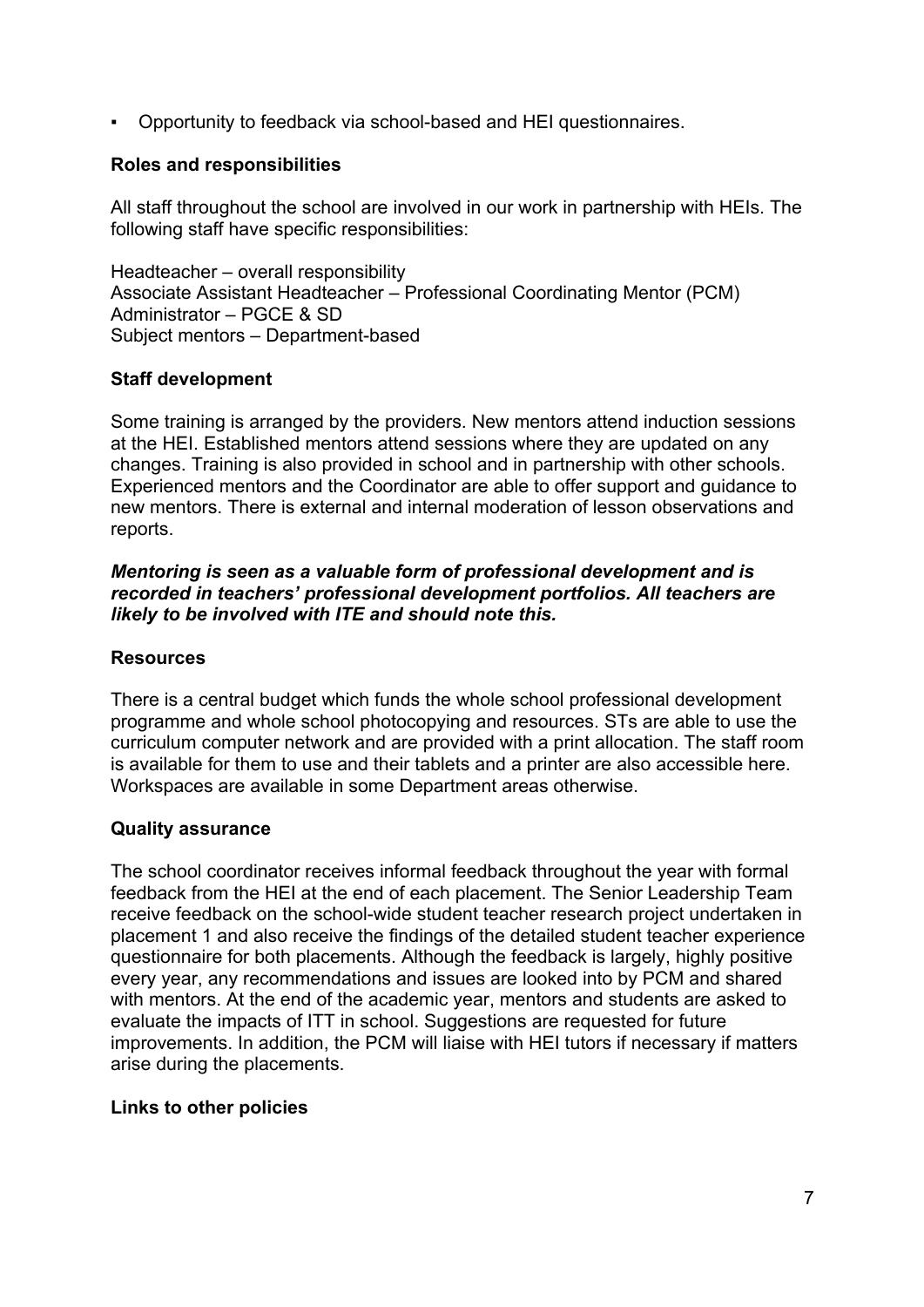- Opportunity to feedback via school-based and HEI questionnaires.

**Roles and responsibilities**

All staff throughout the school are involved in our work in partnership with HEIs. The following staff have specific responsibilities:

Headteacher – overall responsibility
Associate Assistant Headteacher – Professional Coordinating Mentor (PCM)
Administrator – PGCE & SD
Subject mentors – Department-based

**Staff development**

Some training is arranged by the providers. New mentors attend induction sessions at the HEI. Established mentors attend sessions where they are updated on any changes. Training is also provided in school and in partnership with other schools. Experienced mentors and the Coordinator are able to offer support and guidance to new mentors. There is external and internal moderation of lesson observations and reports.

***Mentoring is seen as a valuable form of professional development and is recorded in teachers' professional development portfolios. All teachers are likely to be involved with ITE and should note this.***

**Resources**

There is a central budget which funds the whole school professional development programme and whole school photocopying and resources. STs are able to use the curriculum computer network and are provided with a print allocation. The staff room is available for them to use and their tablets and a printer are also accessible here. Workspaces are available in some Department areas otherwise.

**Quality assurance**

The school coordinator receives informal feedback throughout the year with formal feedback from the HEI at the end of each placement. The Senior Leadership Team receive feedback on the school-wide student teacher research project undertaken in placement 1 and also receive the findings of the detailed student teacher experience questionnaire for both placements. Although the feedback is largely, highly positive every year, any recommendations and issues are looked into by PCM and shared with mentors. At the end of the academic year, mentors and students are asked to evaluate the impacts of ITT in school. Suggestions are requested for future improvements. In addition, the PCM will liaise with HEI tutors if necessary if matters arise during the placements.

**Links to other policies**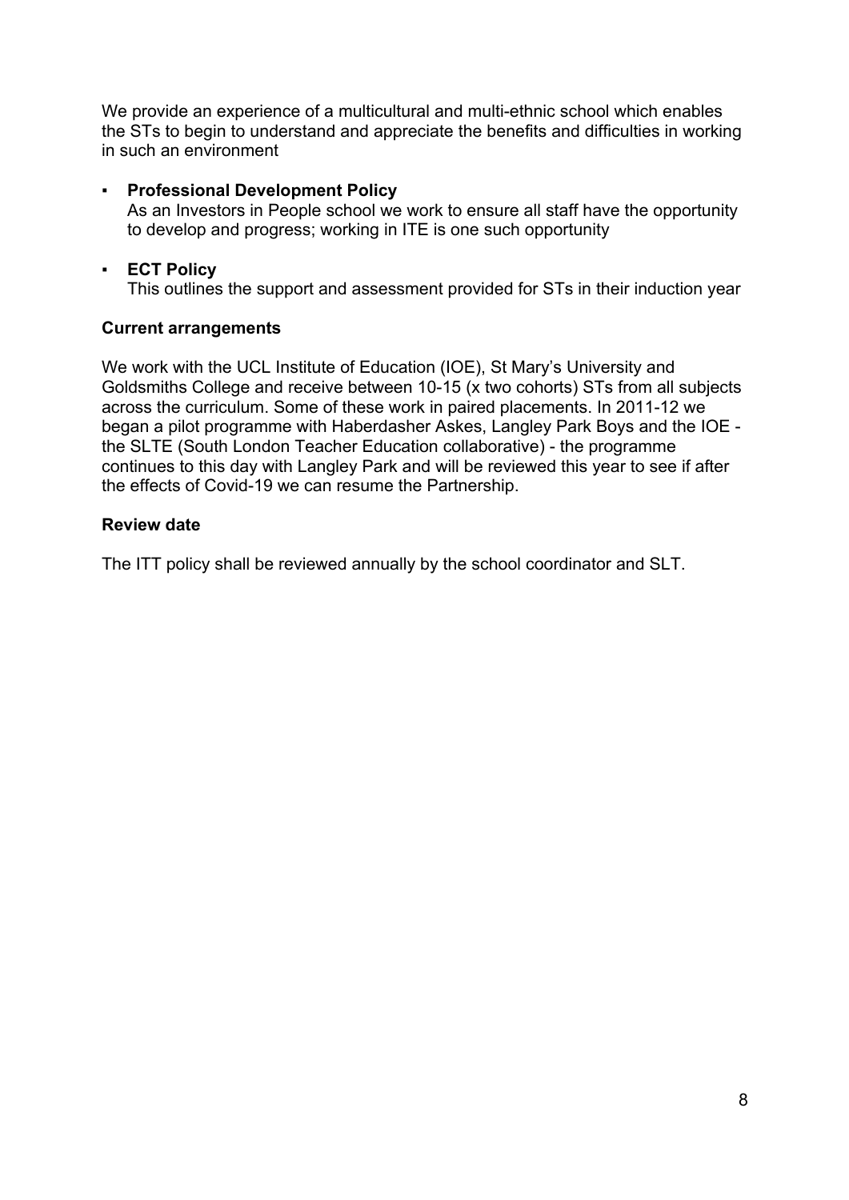We provide an experience of a multicultural and multi-ethnic school which enables the STs to begin to understand and appreciate the benefits and difficulties in working in such an environment

- **Professional Development Policy**
  As an Investors in People school we work to ensure all staff have the opportunity to develop and progress; working in ITE is one such opportunity

- **ECT Policy**
  This outlines the support and assessment provided for STs in their induction year

**Current arrangements**

We work with the UCL Institute of Education (IOE), St Mary's University and Goldsmiths College and receive between 10-15 (x two cohorts) STs from all subjects across the curriculum. Some of these work in paired placements. In 2011-12 we began a pilot programme with Haberdasher Askes, Langley Park Boys and the IOE - the SLTE (South London Teacher Education collaborative) - the programme continues to this day with Langley Park and will be reviewed this year to see if after the effects of Covid-19 we can resume the Partnership.

**Review date**

The ITT policy shall be reviewed annually by the school coordinator and SLT.